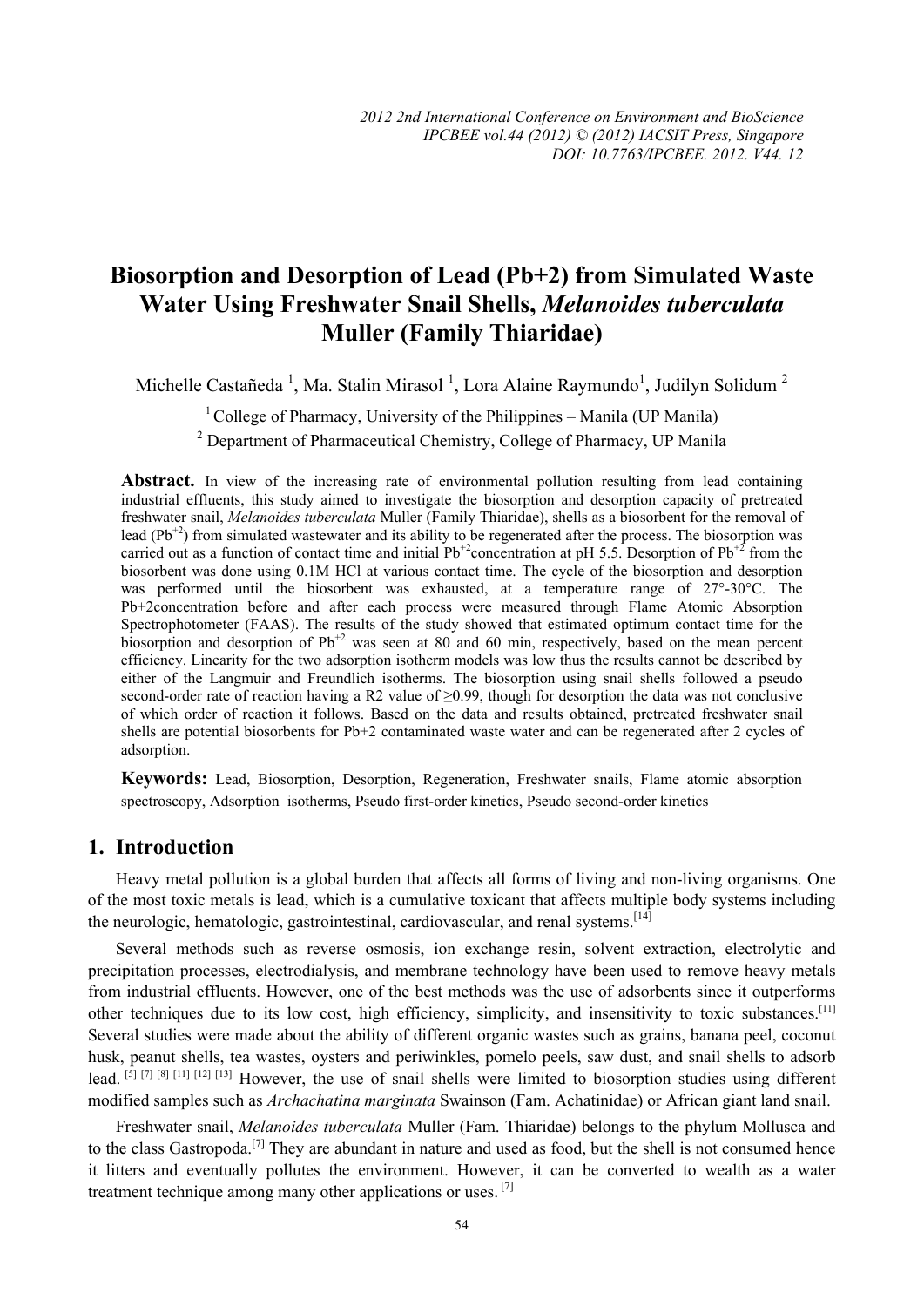# Biosorption and Desorption of Lead (Pb+2) from Simulated Waste Water Using Freshwater Snail Shells, *Melanoides tuberculata* Muller (Family Thiaridae)

Michelle Castañeda [1], Ma. Stalin Mirasol [1], Lora Alaine Raymundo[1], Judilyn Solidum [2]

[1] College of Pharmacy, University of the Philippines – Manila (UP Manila)

[2] Department of Pharmaceutical Chemistry, College of Pharmacy, UP Manila

**Abstract.** In view of the increasing rate of environmental pollution resulting from lead containing industrial effluents, this study aimed to investigate the biosorption and desorption capacity of pretreated freshwater snail, *Melanoides tuberculata* Muller (Family Thiaridae), shells as a biosorbent for the removal of lead ($Pb^{+2}$) from simulated wastewater and its ability to be regenerated after the process. The biosorption was carried out as a function of contact time and initial $Pb^{+2}$concentration at pH 5.5. Desorption of $Pb^{+2}$ from the biosorbent was done using 0.1M HCl at various contact time. The cycle of the biosorption and desorption was performed until the biosorbent was exhausted, at a temperature range of 27°-30°C. The Pb+2concentration before and after each process were measured through Flame Atomic Absorption Spectrophotometer (FAAS). The results of the study showed that estimated optimum contact time for the biosorption and desorption of $Pb^{+2}$ was seen at 80 and 60 min, respectively, based on the mean percent efficiency. Linearity for the two adsorption isotherm models was low thus the results cannot be described by either of the Langmuir and Freundlich isotherms. The biosorption using snail shells followed a pseudo second-order rate of reaction having a R2 value of ≥0.99, though for desorption the data was not conclusive of which order of reaction it follows. Based on the data and results obtained, pretreated freshwater snail shells are potential biosorbents for Pb+2 contaminated waste water and can be regenerated after 2 cycles of adsorption.

**Keywords:** Lead, Biosorption, Desorption, Regeneration, Freshwater snails, Flame atomic absorption spectroscopy, Adsorption isotherms, Pseudo first-order kinetics, Pseudo second-order kinetics

## 1. Introduction

Heavy metal pollution is a global burden that affects all forms of living and non-living organisms. One of the most toxic metals is lead, which is a cumulative toxicant that affects multiple body systems including the neurologic, hematologic, gastrointestinal, cardiovascular, and renal systems.[14]

Several methods such as reverse osmosis, ion exchange resin, solvent extraction, electrolytic and precipitation processes, electrodialysis, and membrane technology have been used to remove heavy metals from industrial effluents. However, one of the best methods was the use of adsorbents since it outperforms other techniques due to its low cost, high efficiency, simplicity, and insensitivity to toxic substances.[11] Several studies were made about the ability of different organic wastes such as grains, banana peel, coconut husk, peanut shells, tea wastes, oysters and periwinkles, pomelo peels, saw dust, and snail shells to adsorb lead. [5] [7] [8] [11] [12] [13] However, the use of snail shells were limited to biosorption studies using different modified samples such as *Archachatina marginata* Swainson (Fam. Achatinidae) or African giant land snail.

Freshwater snail, *Melanoides tuberculata* Muller (Fam. Thiaridae) belongs to the phylum Mollusca and to the class Gastropoda.[7] They are abundant in nature and used as food, but the shell is not consumed hence it litters and eventually pollutes the environment. However, it can be converted to wealth as a water treatment technique among many other applications or uses. [7]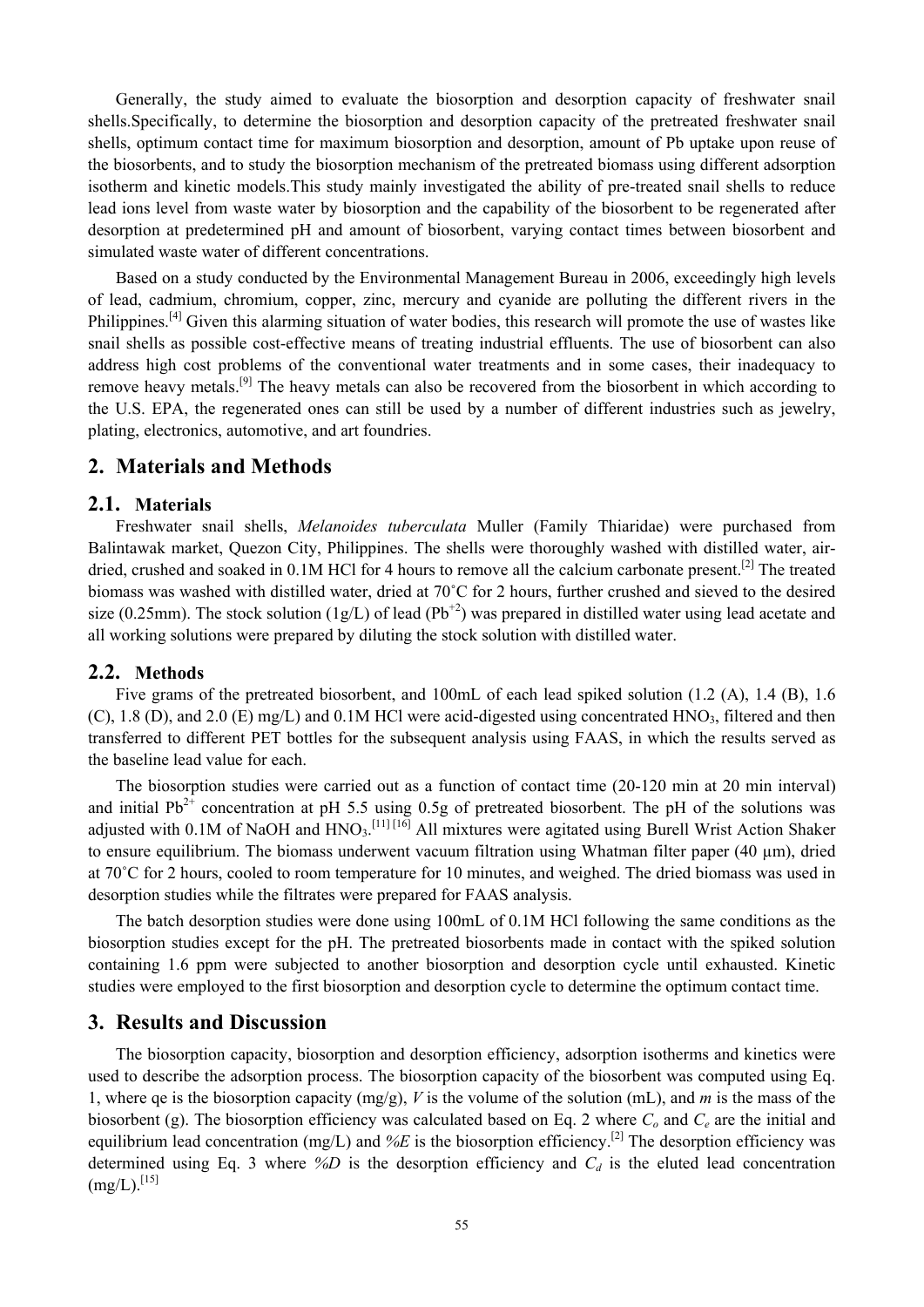Generally, the study aimed to evaluate the biosorption and desorption capacity of freshwater snail shells.Specifically, to determine the biosorption and desorption capacity of the pretreated freshwater snail shells, optimum contact time for maximum biosorption and desorption, amount of Pb uptake upon reuse of the biosorbents, and to study the biosorption mechanism of the pretreated biomass using different adsorption isotherm and kinetic models.This study mainly investigated the ability of pre-treated snail shells to reduce lead ions level from waste water by biosorption and the capability of the biosorbent to be regenerated after desorption at predetermined pH and amount of biosorbent, varying contact times between biosorbent and simulated waste water of different concentrations.

Based on a study conducted by the Environmental Management Bureau in 2006, exceedingly high levels of lead, cadmium, chromium, copper, zinc, mercury and cyanide are polluting the different rivers in the Philippines.[4] Given this alarming situation of water bodies, this research will promote the use of wastes like snail shells as possible cost-effective means of treating industrial effluents. The use of biosorbent can also address high cost problems of the conventional water treatments and in some cases, their inadequacy to remove heavy metals.[9] The heavy metals can also be recovered from the biosorbent in which according to the U.S. EPA, the regenerated ones can still be used by a number of different industries such as jewelry, plating, electronics, automotive, and art foundries.

## 2. Materials and Methods

### 2.1. Materials

Freshwater snail shells, *Melanoides tuberculata* Muller (Family Thiaridae) were purchased from Balintawak market, Quezon City, Philippines. The shells were thoroughly washed with distilled water, air-dried, crushed and soaked in 0.1M HCl for 4 hours to remove all the calcium carbonate present.[2] The treated biomass was washed with distilled water, dried at 70˚C for 2 hours, further crushed and sieved to the desired size (0.25mm). The stock solution (1g/L) of lead ($Pb^{+2}$) was prepared in distilled water using lead acetate and all working solutions were prepared by diluting the stock solution with distilled water.

### 2.2. Methods

Five grams of the pretreated biosorbent, and 100mL of each lead spiked solution (1.2 (A), 1.4 (B), 1.6 (C), 1.8 (D), and 2.0 (E) mg/L) and 0.1M HCl were acid-digested using concentrated $HNO_3$, filtered and then transferred to different PET bottles for the subsequent analysis using FAAS, in which the results served as the baseline lead value for each.

The biosorption studies were carried out as a function of contact time (20-120 min at 20 min interval) and initial $Pb^{2+}$ concentration at pH 5.5 using 0.5g of pretreated biosorbent. The pH of the solutions was adjusted with 0.1M of NaOH and $HNO_3$.[11] [16] All mixtures were agitated using Burell Wrist Action Shaker to ensure equilibrium. The biomass underwent vacuum filtration using Whatman filter paper (40 μm), dried at 70˚C for 2 hours, cooled to room temperature for 10 minutes, and weighed. The dried biomass was used in desorption studies while the filtrates were prepared for FAAS analysis.

The batch desorption studies were done using 100mL of 0.1M HCl following the same conditions as the biosorption studies except for the pH. The pretreated biosorbents made in contact with the spiked solution containing 1.6 ppm were subjected to another biosorption and desorption cycle until exhausted. Kinetic studies were employed to the first biosorption and desorption cycle to determine the optimum contact time.

## 3. Results and Discussion

The biosorption capacity, biosorption and desorption efficiency, adsorption isotherms and kinetics were used to describe the adsorption process. The biosorption capacity of the biosorbent was computed using Eq. 1, where qe is the biosorption capacity (mg/g), $V$ is the volume of the solution (mL), and $m$ is the mass of the biosorbent (g). The biosorption efficiency was calculated based on Eq. 2 where $C_o$ and $C_e$ are the initial and equilibrium lead concentration (mg/L) and $\%E$ is the biosorption efficiency.[2] The desorption efficiency was determined using Eq. 3 where $\%D$ is the desorption efficiency and $C_d$ is the eluted lead concentration (mg/L).[15]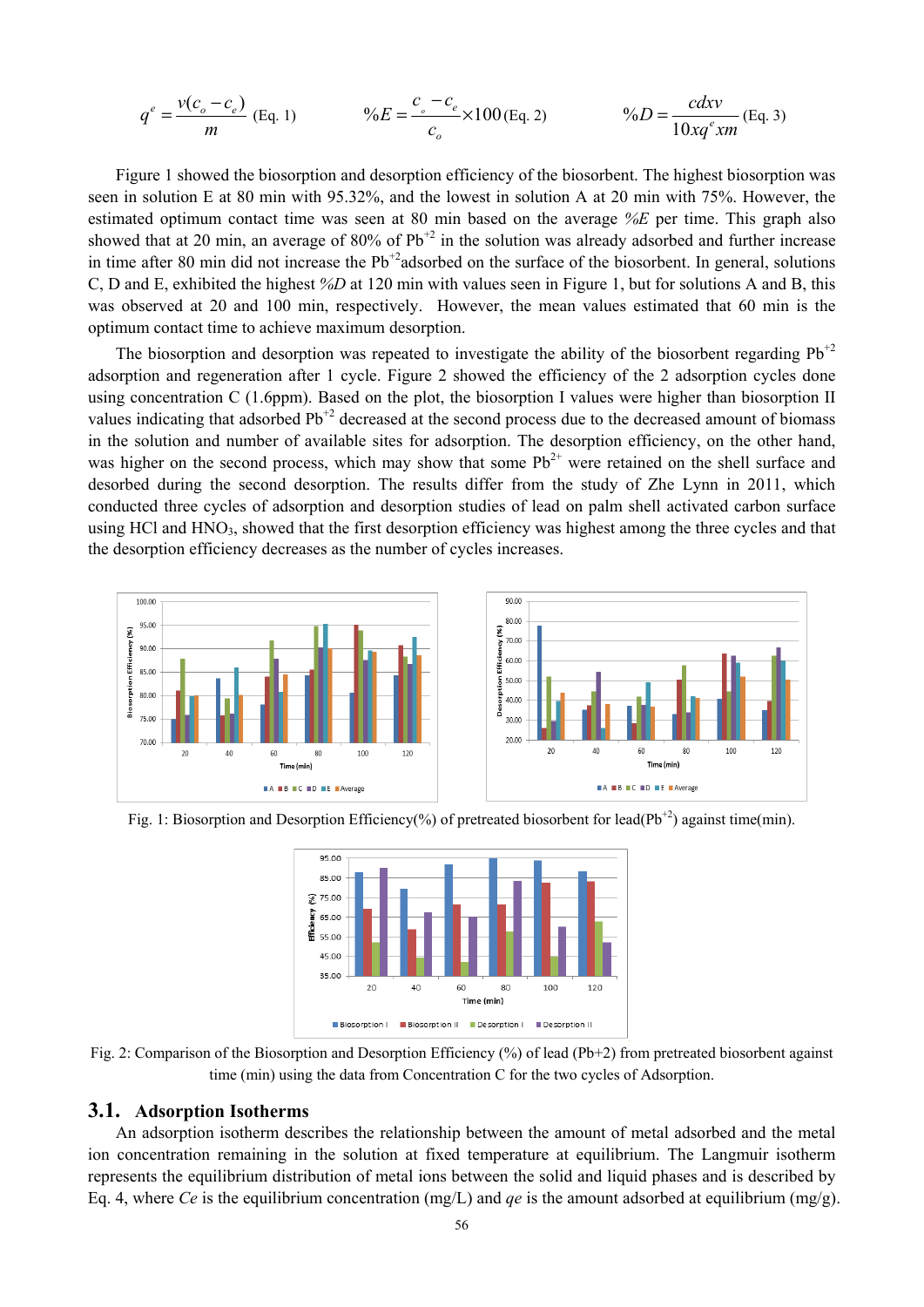$$q^e = \frac{v(c_o - c_e)}{m} \text{ (Eq. 1)} \qquad \%E = \frac{c_o - c_e}{c_o} \times 100 \text{ (Eq. 2)} \qquad \%D = \frac{cdxv}{10xq^e xm} \text{ (Eq. 3)}$$

Figure 1 showed the biosorption and desorption efficiency of the biosorbent. The highest biosorption was seen in solution E at 80 min with 95.32%, and the lowest in solution A at 20 min with 75%. However, the estimated optimum contact time was seen at 80 min based on the average *%E* per time. This graph also showed that at 20 min, an average of 80% of $Pb^{+2}$ in the solution was already adsorbed and further increase in time after 80 min did not increase the $Pb^{+2}$adsorbed on the surface of the biosorbent. In general, solutions C, D and E, exhibited the highest *%D* at 120 min with values seen in Figure 1, but for solutions A and B, this was observed at 20 and 100 min, respectively. However, the mean values estimated that 60 min is the optimum contact time to achieve maximum desorption.

The biosorption and desorption was repeated to investigate the ability of the biosorbent regarding $Pb^{+2}$ adsorption and regeneration after 1 cycle. Figure 2 showed the efficiency of the 2 adsorption cycles done using concentration C (1.6ppm). Based on the plot, the biosorption I values were higher than biosorption II values indicating that adsorbed $Pb^{+2}$ decreased at the second process due to the decreased amount of biomass in the solution and number of available sites for adsorption. The desorption efficiency, on the other hand, was higher on the second process, which may show that some $Pb^{2+}$ were retained on the shell surface and desorbed during the second desorption. The results differ from the study of Zhe Lynn in 2011, which conducted three cycles of adsorption and desorption studies of lead on palm shell activated carbon surface using HCl and $HNO_3$, showed that the first desorption efficiency was highest among the three cycles and that the desorption efficiency decreases as the number of cycles increases.

Fig. 1: Biosorption and Desorption Efficiency(%) of pretreated biosorbent for lead($Pb^{+2}$) against time(min).

Fig. 2: Comparison of the Biosorption and Desorption Efficiency (%) of lead (Pb+2) from pretreated biosorbent against time (min) using the data from Concentration C for the two cycles of Adsorption.

## 3.1. Adsorption Isotherms

An adsorption isotherm describes the relationship between the amount of metal adsorbed and the metal ion concentration remaining in the solution at fixed temperature at equilibrium. The Langmuir isotherm represents the equilibrium distribution of metal ions between the solid and liquid phases and is described by Eq. 4, where *Ce* is the equilibrium concentration (mg/L) and *qe* is the amount adsorbed at equilibrium (mg/g).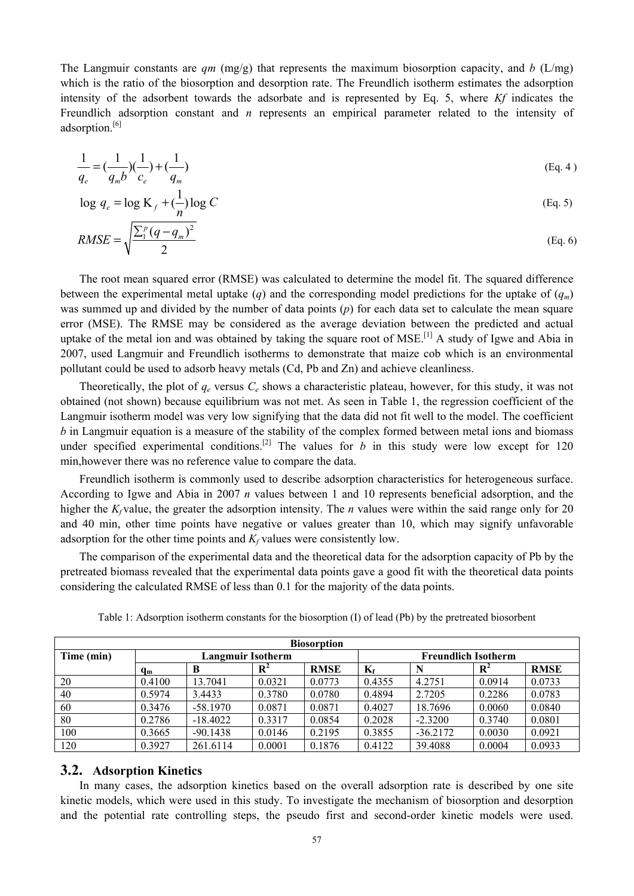The Langmuir constants are *qm* (mg/g) that represents the maximum biosorption capacity, and *b* (L/mg) which is the ratio of the biosorption and desorption rate. The Freundlich isotherm estimates the adsorption intensity of the adsorbent towards the adsorbate and is represented by Eq. 5, where *Kf* indicates the Freundlich adsorption constant and *n* represents an empirical parameter related to the intensity of adsorption.[6]

$$\frac{1}{q_e} = (\frac{1}{q_m b})(\frac{1}{c_e}) + (\frac{1}{q_m}) \quad \text{(Eq. 4 )}$$

$$\log\, q_e = \log\, \text{K}_f + (\frac{1}{n})\log C \quad \text{(Eq. 5)}$$

$$RMSE = \sqrt{\frac{\sum_1^p (q - q_m)^2}{2}} \quad \text{(Eq. 6)}$$

The root mean squared error (RMSE) was calculated to determine the model fit. The squared difference between the experimental metal uptake ($q$) and the corresponding model predictions for the uptake of ($q_m$) was summed up and divided by the number of data points ($p$) for each data set to calculate the mean square error (MSE). The RMSE may be considered as the average deviation between the predicted and actual uptake of the metal ion and was obtained by taking the square root of MSE.[1] A study of Igwe and Abia in 2007, used Langmuir and Freundlich isotherms to demonstrate that maize cob which is an environmental pollutant could be used to adsorb heavy metals (Cd, Pb and Zn) and achieve cleanliness.

Theoretically, the plot of $q_e$ versus $C_e$ shows a characteristic plateau, however, for this study, it was not obtained (not shown) because equilibrium was not met. As seen in Table 1, the regression coefficient of the Langmuir isotherm model was very low signifying that the data did not fit well to the model. The coefficient $b$ in Langmuir equation is a measure of the stability of the complex formed between metal ions and biomass under specified experimental conditions.[2] The values for $b$ in this study were low except for 120 min,however there was no reference value to compare the data.

Freundlich isotherm is commonly used to describe adsorption characteristics for heterogeneous surface. According to Igwe and Abia in 2007 $n$ values between 1 and 10 represents beneficial adsorption, and the higher the $K_f$ value, the greater the adsorption intensity. The $n$ values were within the said range only for 20 and 40 min, other time points have negative or values greater than 10, which may signify unfavorable adsorption for the other time points and $K_f$ values were consistently low.

The comparison of the experimental data and the theoretical data for the adsorption capacity of Pb by the pretreated biomass revealed that the experimental data points gave a good fit with the theoretical data points considering the calculated RMSE of less than 0.1 for the majority of the data points.

Table 1: Adsorption isotherm constants for the biosorption (I) of lead (Pb) by the pretreated biosorbent

| Biosorption | | | | | | | | |
|---|---|---|---|---|---|---|---|---|
| Time (min) | Langmuir Isotherm | | | | Freundlich Isotherm | | | |
| | $q_m$ | B | $R^2$ | RMSE | $K_f$ | N | $R^2$ | RMSE |
| 20 | 0.4100 | 13.7041 | 0.0321 | 0.0773 | 0.4355 | 4.2751 | 0.0914 | 0.0733 |
| 40 | 0.5974 | 3.4433 | 0.3780 | 0.0780 | 0.4894 | 2.7205 | 0.2286 | 0.0783 |
| 60 | 0.3476 | -58.1970 | 0.0871 | 0.0871 | 0.4027 | 18.7696 | 0.0060 | 0.0840 |
| 80 | 0.2786 | -18.4022 | 0.3317 | 0.0854 | 0.2028 | -2.3200 | 0.3740 | 0.0801 |
| 100 | 0.3665 | -90.1438 | 0.0146 | 0.2195 | 0.3855 | -36.2172 | 0.0030 | 0.0921 |
| 120 | 0.3927 | 261.6114 | 0.0001 | 0.1876 | 0.4122 | 39.4088 | 0.0004 | 0.0933 |

## 3.2. Adsorption Kinetics

In many cases, the adsorption kinetics based on the overall adsorption rate is described by one site kinetic models, which were used in this study. To investigate the mechanism of biosorption and desorption and the potential rate controlling steps, the pseudo first and second-order kinetic models were used.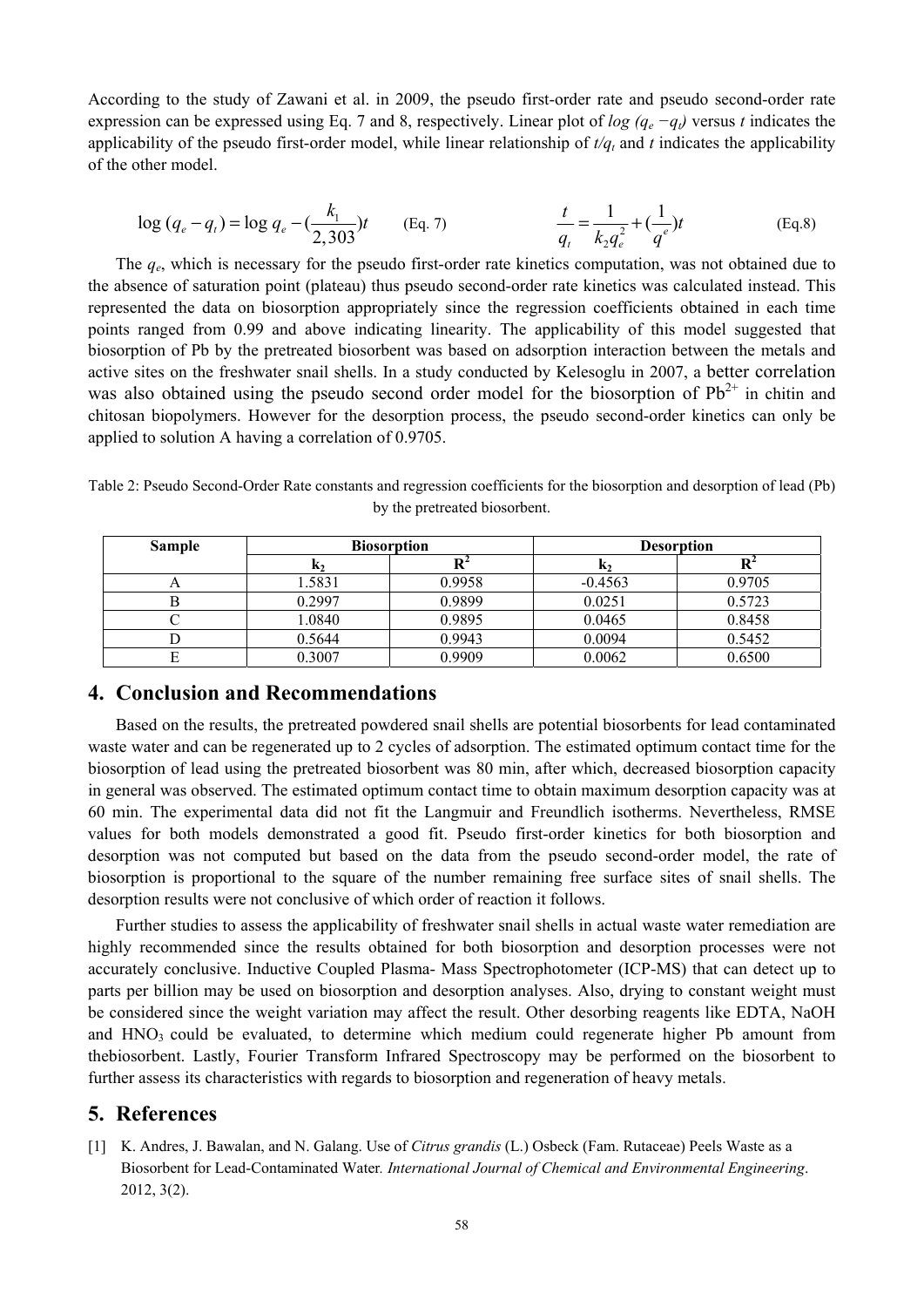According to the study of Zawani et al. in 2009, the pseudo first-order rate and pseudo second-order rate expression can be expressed using Eq. 7 and 8, respectively. Linear plot of $\log (q_e - q_t)$ versus $t$ indicates the applicability of the pseudo first-order model, while linear relationship of $t/q_t$ and $t$ indicates the applicability of the other model.

$$\log (q_e - q_t) = \log q_e - (\frac{k_1}{2,303})t \qquad \text{(Eq. 7)}$$

$$\frac{t}{q_t} = \frac{1}{k_2 q_e^2} + (\frac{1}{q^e})t \qquad \text{(Eq.8)}$$

The $q_e$, which is necessary for the pseudo first-order rate kinetics computation, was not obtained due to the absence of saturation point (plateau) thus pseudo second-order rate kinetics was calculated instead. This represented the data on biosorption appropriately since the regression coefficients obtained in each time points ranged from 0.99 and above indicating linearity. The applicability of this model suggested that biosorption of Pb by the pretreated biosorbent was based on adsorption interaction between the metals and active sites on the freshwater snail shells. In a study conducted by Kelesoglu in 2007, a better correlation was also obtained using the pseudo second order model for the biosorption of $Pb^{2+}$ in chitin and chitosan biopolymers. However for the desorption process, the pseudo second-order kinetics can only be applied to solution A having a correlation of 0.9705.

Table 2: Pseudo Second-Order Rate constants and regression coefficients for the biosorption and desorption of lead (Pb) by the pretreated biosorbent.

| Sample | Biosorption | | Desorption | |
|---|---|---|---|---|
| | $k_2$ | $R^2$ | $k_2$ | $R^2$ |
| A | 1.5831 | 0.9958 | -0.4563 | 0.9705 |
| B | 0.2997 | 0.9899 | 0.0251 | 0.5723 |
| C | 1.0840 | 0.9895 | 0.0465 | 0.8458 |
| D | 0.5644 | 0.9943 | 0.0094 | 0.5452 |
| E | 0.3007 | 0.9909 | 0.0062 | 0.6500 |

## 4. Conclusion and Recommendations

Based on the results, the pretreated powdered snail shells are potential biosorbents for lead contaminated waste water and can be regenerated up to 2 cycles of adsorption. The estimated optimum contact time for the biosorption of lead using the pretreated biosorbent was 80 min, after which, decreased biosorption capacity in general was observed. The estimated optimum contact time to obtain maximum desorption capacity was at 60 min. The experimental data did not fit the Langmuir and Freundlich isotherms. Nevertheless, RMSE values for both models demonstrated a good fit. Pseudo first-order kinetics for both biosorption and desorption was not computed but based on the data from the pseudo second-order model, the rate of biosorption is proportional to the square of the number remaining free surface sites of snail shells. The desorption results were not conclusive of which order of reaction it follows.

Further studies to assess the applicability of freshwater snail shells in actual waste water remediation are highly recommended since the results obtained for both biosorption and desorption processes were not accurately conclusive. Inductive Coupled Plasma- Mass Spectrophotometer (ICP-MS) that can detect up to parts per billion may be used on biosorption and desorption analyses. Also, drying to constant weight must be considered since the weight variation may affect the result. Other desorbing reagents like EDTA, NaOH and $HNO_3$ could be evaluated, to determine which medium could regenerate higher Pb amount from thebiosorbent. Lastly, Fourier Transform Infrared Spectroscopy may be performed on the biosorbent to further assess its characteristics with regards to biosorption and regeneration of heavy metals.

## 5. References

[1] K. Andres, J. Bawalan, and N. Galang. Use of *Citrus grandis* (L.) Osbeck (Fam. Rutaceae) Peels Waste as a Biosorbent for Lead-Contaminated Water. *International Journal of Chemical and Environmental Engineering*. 2012, 3(2).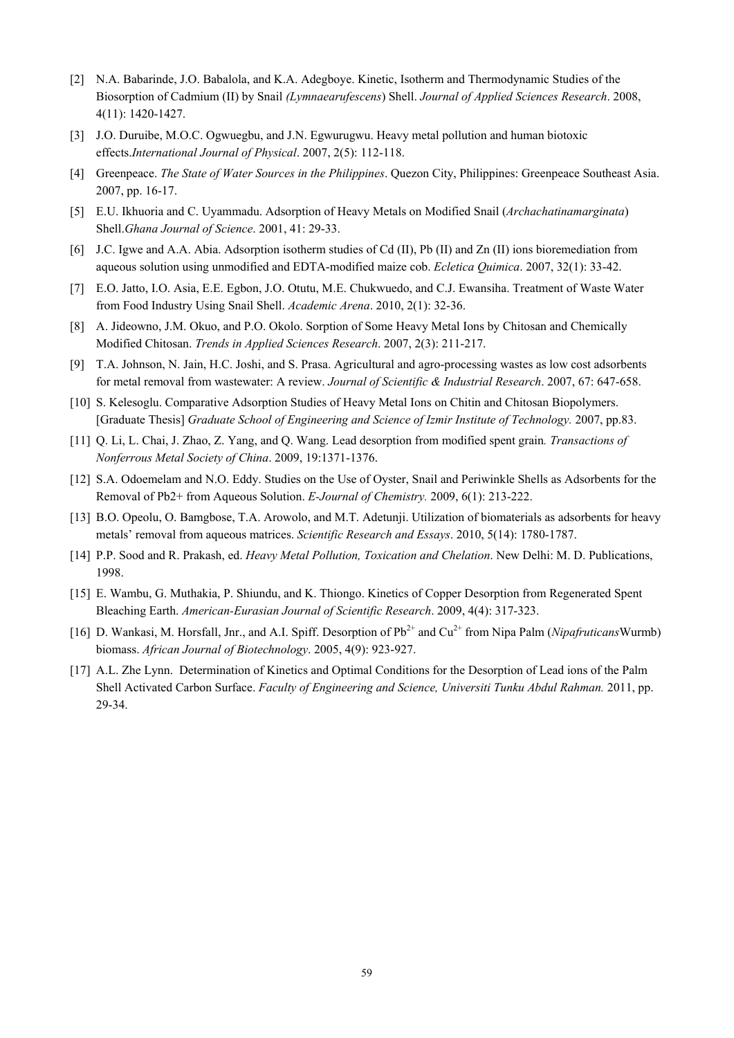[2] N.A. Babarinde, J.O. Babalola, and K.A. Adegboye. Kinetic, Isotherm and Thermodynamic Studies of the Biosorption of Cadmium (II) by Snail *(Lymnaearufescens*) Shell. *Journal of Applied Sciences Research*. 2008, 4(11): 1420-1427.

[3] J.O. Duruibe, M.O.C. Ogwuegbu, and J.N. Egwurugwu. Heavy metal pollution and human biotoxic effects.*International Journal of Physical*. 2007, 2(5): 112-118.

[4] Greenpeace. *The State of Water Sources in the Philippines*. Quezon City, Philippines: Greenpeace Southeast Asia. 2007, pp. 16-17.

[5] E.U. Ikhuoria and C. Uyammadu. Adsorption of Heavy Metals on Modified Snail (*Archachatinamarginata*) Shell.*Ghana Journal of Science*. 2001, 41: 29-33.

[6] J.C. Igwe and A.A. Abia. Adsorption isotherm studies of Cd (II), Pb (II) and Zn (II) ions bioremediation from aqueous solution using unmodified and EDTA-modified maize cob. *Ecletica Quimica*. 2007, 32(1): 33-42.

[7] E.O. Jatto, I.O. Asia, E.E. Egbon, J.O. Otutu, M.E. Chukwuedo, and C.J. Ewansiha. Treatment of Waste Water from Food Industry Using Snail Shell. *Academic Arena*. 2010, 2(1): 32-36.

[8] A. Jideowno, J.M. Okuo, and P.O. Okolo. Sorption of Some Heavy Metal Ions by Chitosan and Chemically Modified Chitosan. *Trends in Applied Sciences Research*. 2007, 2(3): 211-217.

[9] T.A. Johnson, N. Jain, H.C. Joshi, and S. Prasa. Agricultural and agro-processing wastes as low cost adsorbents for metal removal from wastewater: A review. *Journal of Scientific & Industrial Research*. 2007, 67: 647-658.

[10] S. Kelesoglu. Comparative Adsorption Studies of Heavy Metal Ions on Chitin and Chitosan Biopolymers. [Graduate Thesis] *Graduate School of Engineering and Science of Izmir Institute of Technology.* 2007, pp.83.

[11] Q. Li, L. Chai, J. Zhao, Z. Yang, and Q. Wang. Lead desorption from modified spent grain*. Transactions of Nonferrous Metal Society of China*. 2009, 19:1371-1376.

[12] S.A. Odoemelam and N.O. Eddy. Studies on the Use of Oyster, Snail and Periwinkle Shells as Adsorbents for the Removal of Pb2+ from Aqueous Solution. *E-Journal of Chemistry.* 2009, 6(1): 213-222.

[13] B.O. Opeolu, O. Bamgbose, T.A. Arowolo, and M.T. Adetunji. Utilization of biomaterials as adsorbents for heavy metals' removal from aqueous matrices. *Scientific Research and Essays*. 2010, 5(14): 1780-1787.

[14] P.P. Sood and R. Prakash, ed. *Heavy Metal Pollution, Toxication and Chelation*. New Delhi: M. D. Publications, 1998.

[15] E. Wambu, G. Muthakia, P. Shiundu, and K. Thiongo. Kinetics of Copper Desorption from Regenerated Spent Bleaching Earth. *American-Eurasian Journal of Scientific Research*. 2009, 4(4): 317-323.

[16] D. Wankasi, M. Horsfall, Jnr., and A.I. Spiff. Desorption of $Pb^{2+}$ and $Cu^{2+}$ from Nipa Palm (*Nipafruticans*Wurmb) biomass. *African Journal of Biotechnology*. 2005, 4(9): 923-927.

[17] A.L. Zhe Lynn. Determination of Kinetics and Optimal Conditions for the Desorption of Lead ions of the Palm Shell Activated Carbon Surface. *Faculty of Engineering and Science, Universiti Tunku Abdul Rahman.* 2011, pp. 29-34.